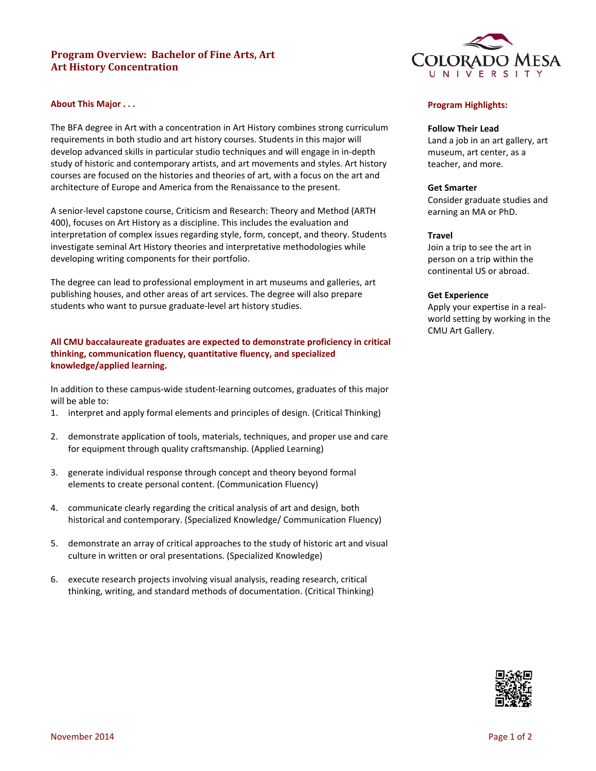# Program Overview: Bachelor of Fine Arts, Art
# Art History Concentration

## About This Major . . .

The BFA degree in Art with a concentration in Art History combines strong curriculum requirements in both studio and art history courses. Students in this major will develop advanced skills in particular studio techniques and will engage in in-depth study of historic and contemporary artists, and art movements and styles. Art history courses are focused on the histories and theories of art, with a focus on the art and architecture of Europe and America from the Renaissance to the present.

A senior-level capstone course, Criticism and Research: Theory and Method (ARTH 400), focuses on Art History as a discipline. This includes the evaluation and interpretation of complex issues regarding style, form, concept, and theory. Students investigate seminal Art History theories and interpretative methodologies while developing writing components for their portfolio.

The degree can lead to professional employment in art museums and galleries, art publishing houses, and other areas of art services. The degree will also prepare students who want to pursue graduate-level art history studies.

**All CMU baccalaureate graduates are expected to demonstrate proficiency in critical thinking, communication fluency, quantitative fluency, and specialized knowledge/applied learning.**

In addition to these campus-wide student-learning outcomes, graduates of this major will be able to:

1. interpret and apply formal elements and principles of design. (Critical Thinking)
2. demonstrate application of tools, materials, techniques, and proper use and care for equipment through quality craftsmanship. (Applied Learning)
3. generate individual response through concept and theory beyond formal elements to create personal content. (Communication Fluency)
4. communicate clearly regarding the critical analysis of art and design, both historical and contemporary. (Specialized Knowledge/ Communication Fluency)
5. demonstrate an array of critical approaches to the study of historic art and visual culture in written or oral presentations. (Specialized Knowledge)
6. execute research projects involving visual analysis, reading research, critical thinking, writing, and standard methods of documentation. (Critical Thinking)

## Program Highlights:

**Follow Their Lead**
Land a job in an art gallery, art museum, art center, as a teacher, and more.

**Get Smarter**
Consider graduate studies and earning an MA or PhD.

**Travel**
Join a trip to see the art in person on a trip within the continental US or abroad.

**Get Experience**
Apply your expertise in a real-world setting by working in the CMU Art Gallery.

November 2014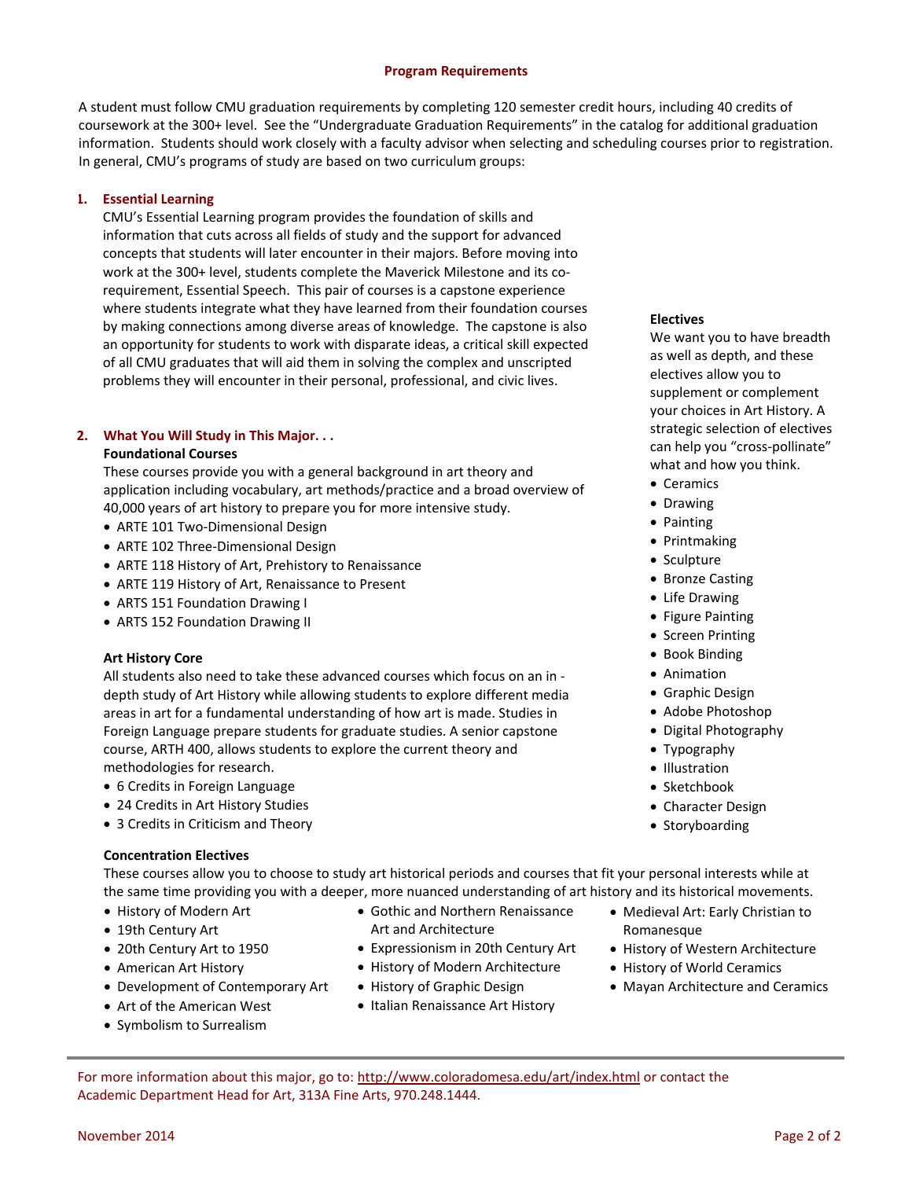## Program Requirements

A student must follow CMU graduation requirements by completing 120 semester credit hours, including 40 credits of coursework at the 300+ level. See the "Undergraduate Graduation Requirements" in the catalog for additional graduation information. Students should work closely with a faculty advisor when selecting and scheduling courses prior to registration. In general, CMU's programs of study are based on two curriculum groups:

### 1. Essential Learning

CMU's Essential Learning program provides the foundation of skills and information that cuts across all fields of study and the support for advanced concepts that students will later encounter in their majors. Before moving into work at the 300+ level, students complete the Maverick Milestone and its co-requirement, Essential Speech. This pair of courses is a capstone experience where students integrate what they have learned from their foundation courses by making connections among diverse areas of knowledge. The capstone is also an opportunity for students to work with disparate ideas, a critical skill expected of all CMU graduates that will aid them in solving the complex and unscripted problems they will encounter in their personal, professional, and civic lives.

### 2. What You Will Study in This Major. . .

**Foundational Courses**

These courses provide you with a general background in art theory and application including vocabulary, art methods/practice and a broad overview of 40,000 years of art history to prepare you for more intensive study.

- ARTE 101 Two-Dimensional Design
- ARTE 102 Three-Dimensional Design
- ARTE 118 History of Art, Prehistory to Renaissance
- ARTE 119 History of Art, Renaissance to Present
- ARTS 151 Foundation Drawing I
- ARTS 152 Foundation Drawing II

**Art History Core**

All students also need to take these advanced courses which focus on an in - depth study of Art History while allowing students to explore different media areas in art for a fundamental understanding of how art is made. Studies in Foreign Language prepare students for graduate studies. A senior capstone course, ARTH 400, allows students to explore the current theory and methodologies for research.

- 6 Credits in Foreign Language
- 24 Credits in Art History Studies
- 3 Credits in Criticism and Theory

**Electives**

We want you to have breadth as well as depth, and these electives allow you to supplement or complement your choices in Art History. A strategic selection of electives can help you "cross-pollinate" what and how you think.

- Ceramics
- Drawing
- Painting
- Printmaking
- Sculpture
- Bronze Casting
- Life Drawing
- Figure Painting
- Screen Printing
- Book Binding
- Animation
- Graphic Design
- Adobe Photoshop
- Digital Photography
- Typography
- Illustration
- Sketchbook
- Character Design
- Storyboarding

**Concentration Electives**

These courses allow you to choose to study art historical periods and courses that fit your personal interests while at the same time providing you with a deeper, more nuanced understanding of art history and its historical movements.

- History of Modern Art
- 19th Century Art
- 20th Century Art to 1950
- American Art History
- Development of Contemporary Art
- Art of the American West
- Symbolism to Surrealism
- Gothic and Northern Renaissance Art and Architecture
- Expressionism in 20th Century Art
- History of Modern Architecture
- History of Graphic Design
- Italian Renaissance Art History
- Medieval Art: Early Christian to Romanesque
- History of Western Architecture
- History of World Ceramics
- Mayan Architecture and Ceramics

For more information about this major, go to: http://www.coloradomesa.edu/art/index.html or contact the Academic Department Head for Art, 313A Fine Arts, 970.248.1444.

November 2014